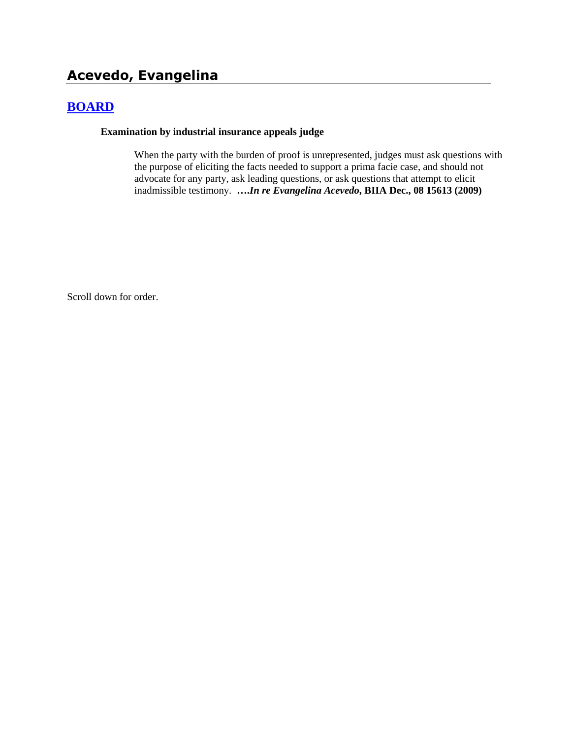# Acevedo, Evangelina

## [BOARD]

### Examination by industrial insurance appeals judge

When the party with the burden of proof is unrepresented, judges must ask questions with the purpose of eliciting the facts needed to support a prima facie case, and should not advocate for any party, ask leading questions, or ask questions that attempt to elicit inadmissible testimony. ***….In re Evangelina Acevedo*, BIIA Dec., 08 15613 (2009)**

Scroll down for order.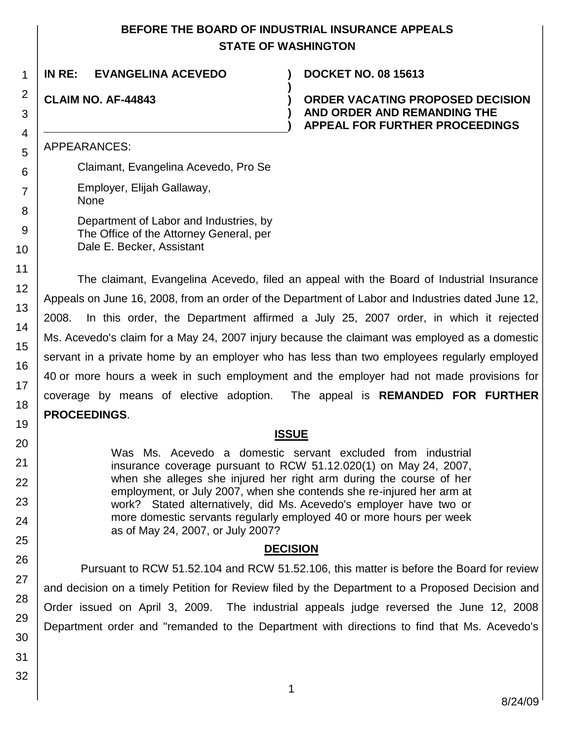# BEFORE THE BOARD OF INDUSTRIAL INSURANCE APPEALS STATE OF WASHINGTON

**IN RE: EVANGELINA ACEVEDO** ) **DOCKET NO. 08 15613**

**CLAIM NO. AF-44843** ) **ORDER VACATING PROPOSED DECISION AND ORDER AND REMANDING THE APPEAL FOR FURTHER PROCEEDINGS**

APPEARANCES:

Claimant, Evangelina Acevedo, Pro Se

Employer, Elijah Gallaway, None

Department of Labor and Industries, by The Office of the Attorney General, per Dale E. Becker, Assistant

The claimant, Evangelina Acevedo, filed an appeal with the Board of Industrial Insurance Appeals on June 16, 2008, from an order of the Department of Labor and Industries dated June 12, 2008. In this order, the Department affirmed a July 25, 2007 order, in which it rejected Ms. Acevedo's claim for a May 24, 2007 injury because the claimant was employed as a domestic servant in a private home by an employer who has less than two employees regularly employed 40 or more hours a week in such employment and the employer had not made provisions for coverage by means of elective adoption. The appeal is **REMANDED FOR FURTHER PROCEEDINGS**.

## ISSUE

Was Ms. Acevedo a domestic servant excluded from industrial insurance coverage pursuant to RCW 51.12.020(1) on May 24, 2007, when she alleges she injured her right arm during the course of her employment, or July 2007, when she contends she re-injured her arm at work? Stated alternatively, did Ms. Acevedo's employer have two or more domestic servants regularly employed 40 or more hours per week as of May 24, 2007, or July 2007?

## DECISION

Pursuant to RCW 51.52.104 and RCW 51.52.106, this matter is before the Board for review and decision on a timely Petition for Review filed by the Department to a Proposed Decision and Order issued on April 3, 2009. The industrial appeals judge reversed the June 12, 2008 Department order and "remanded to the Department with directions to find that Ms. Acevedo's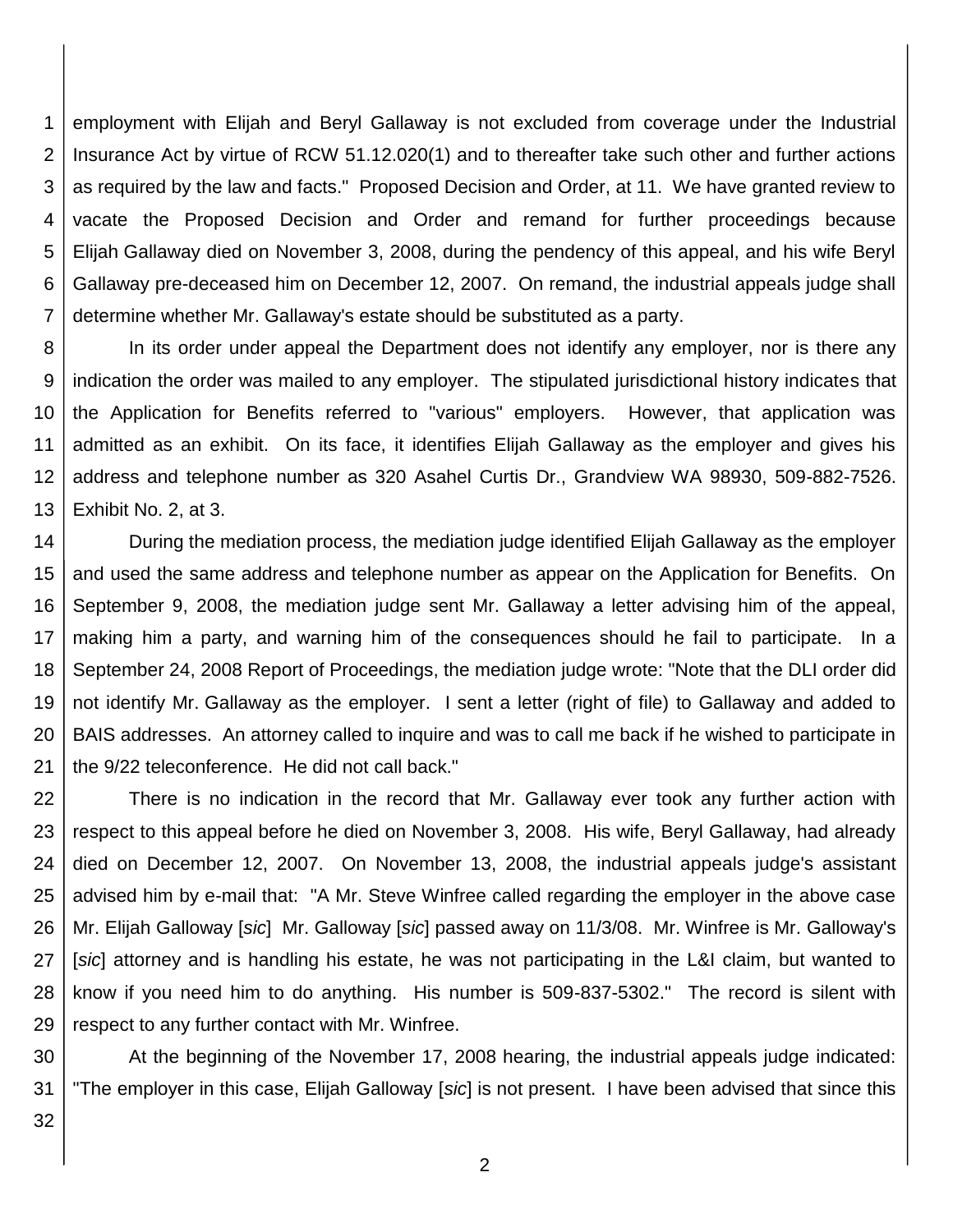employment with Elijah and Beryl Gallaway is not excluded from coverage under the Industrial Insurance Act by virtue of RCW 51.12.020(1) and to thereafter take such other and further actions as required by the law and facts." Proposed Decision and Order, at 11. We have granted review to vacate the Proposed Decision and Order and remand for further proceedings because Elijah Gallaway died on November 3, 2008, during the pendency of this appeal, and his wife Beryl Gallaway pre-deceased him on December 12, 2007. On remand, the industrial appeals judge shall determine whether Mr. Gallaway's estate should be substituted as a party.

In its order under appeal the Department does not identify any employer, nor is there any indication the order was mailed to any employer. The stipulated jurisdictional history indicates that the Application for Benefits referred to "various" employers. However, that application was admitted as an exhibit. On its face, it identifies Elijah Gallaway as the employer and gives his address and telephone number as 320 Asahel Curtis Dr., Grandview WA 98930, 509-882-7526. Exhibit No. 2, at 3.

During the mediation process, the mediation judge identified Elijah Gallaway as the employer and used the same address and telephone number as appear on the Application for Benefits. On September 9, 2008, the mediation judge sent Mr. Gallaway a letter advising him of the appeal, making him a party, and warning him of the consequences should he fail to participate. In a September 24, 2008 Report of Proceedings, the mediation judge wrote: "Note that the DLI order did not identify Mr. Gallaway as the employer. I sent a letter (right of file) to Gallaway and added to BAIS addresses. An attorney called to inquire and was to call me back if he wished to participate in the 9/22 teleconference. He did not call back."

There is no indication in the record that Mr. Gallaway ever took any further action with respect to this appeal before he died on November 3, 2008. His wife, Beryl Gallaway, had already died on December 12, 2007. On November 13, 2008, the industrial appeals judge's assistant advised him by e-mail that: "A Mr. Steve Winfree called regarding the employer in the above case Mr. Elijah Galloway [*sic*] Mr. Galloway [*sic*] passed away on 11/3/08. Mr. Winfree is Mr. Galloway's [*sic*] attorney and is handling his estate, he was not participating in the L&I claim, but wanted to know if you need him to do anything. His number is 509-837-5302." The record is silent with respect to any further contact with Mr. Winfree.

At the beginning of the November 17, 2008 hearing, the industrial appeals judge indicated: "The employer in this case, Elijah Galloway [*sic*] is not present. I have been advised that since this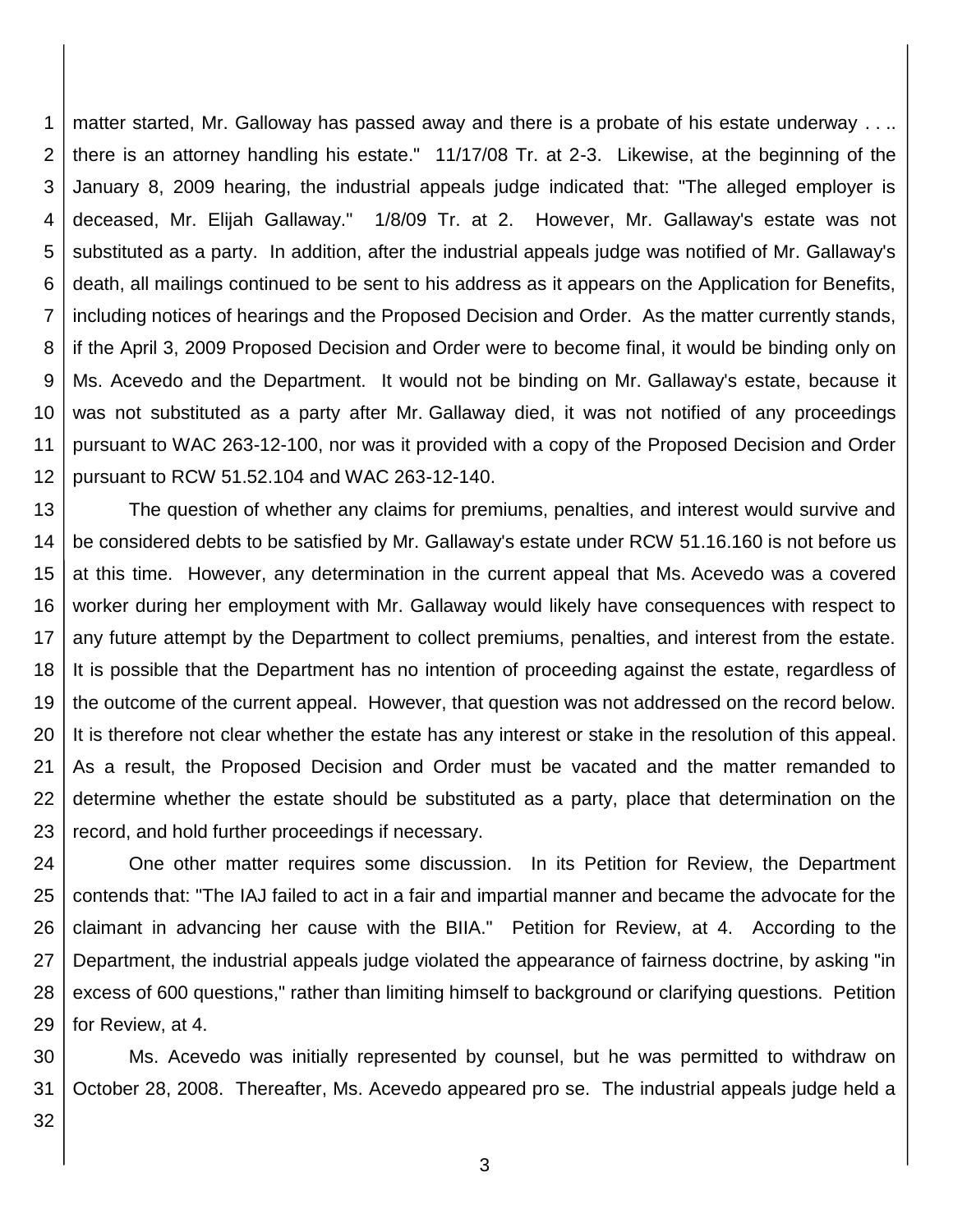matter started, Mr. Galloway has passed away and there is a probate of his estate underway . . .. there is an attorney handling his estate." 11/17/08 Tr. at 2-3. Likewise, at the beginning of the January 8, 2009 hearing, the industrial appeals judge indicated that: "The alleged employer is deceased, Mr. Elijah Gallaway." 1/8/09 Tr. at 2. However, Mr. Gallaway's estate was not substituted as a party. In addition, after the industrial appeals judge was notified of Mr. Gallaway's death, all mailings continued to be sent to his address as it appears on the Application for Benefits, including notices of hearings and the Proposed Decision and Order. As the matter currently stands, if the April 3, 2009 Proposed Decision and Order were to become final, it would be binding only on Ms. Acevedo and the Department. It would not be binding on Mr. Gallaway's estate, because it was not substituted as a party after Mr. Gallaway died, it was not notified of any proceedings pursuant to WAC 263-12-100, nor was it provided with a copy of the Proposed Decision and Order pursuant to RCW 51.52.104 and WAC 263-12-140.

The question of whether any claims for premiums, penalties, and interest would survive and be considered debts to be satisfied by Mr. Gallaway's estate under RCW 51.16.160 is not before us at this time. However, any determination in the current appeal that Ms. Acevedo was a covered worker during her employment with Mr. Gallaway would likely have consequences with respect to any future attempt by the Department to collect premiums, penalties, and interest from the estate. It is possible that the Department has no intention of proceeding against the estate, regardless of the outcome of the current appeal. However, that question was not addressed on the record below. It is therefore not clear whether the estate has any interest or stake in the resolution of this appeal. As a result, the Proposed Decision and Order must be vacated and the matter remanded to determine whether the estate should be substituted as a party, place that determination on the record, and hold further proceedings if necessary.

One other matter requires some discussion. In its Petition for Review, the Department contends that: "The IAJ failed to act in a fair and impartial manner and became the advocate for the claimant in advancing her cause with the BIIA." Petition for Review, at 4. According to the Department, the industrial appeals judge violated the appearance of fairness doctrine, by asking "in excess of 600 questions," rather than limiting himself to background or clarifying questions. Petition for Review, at 4.

Ms. Acevedo was initially represented by counsel, but he was permitted to withdraw on October 28, 2008. Thereafter, Ms. Acevedo appeared pro se. The industrial appeals judge held a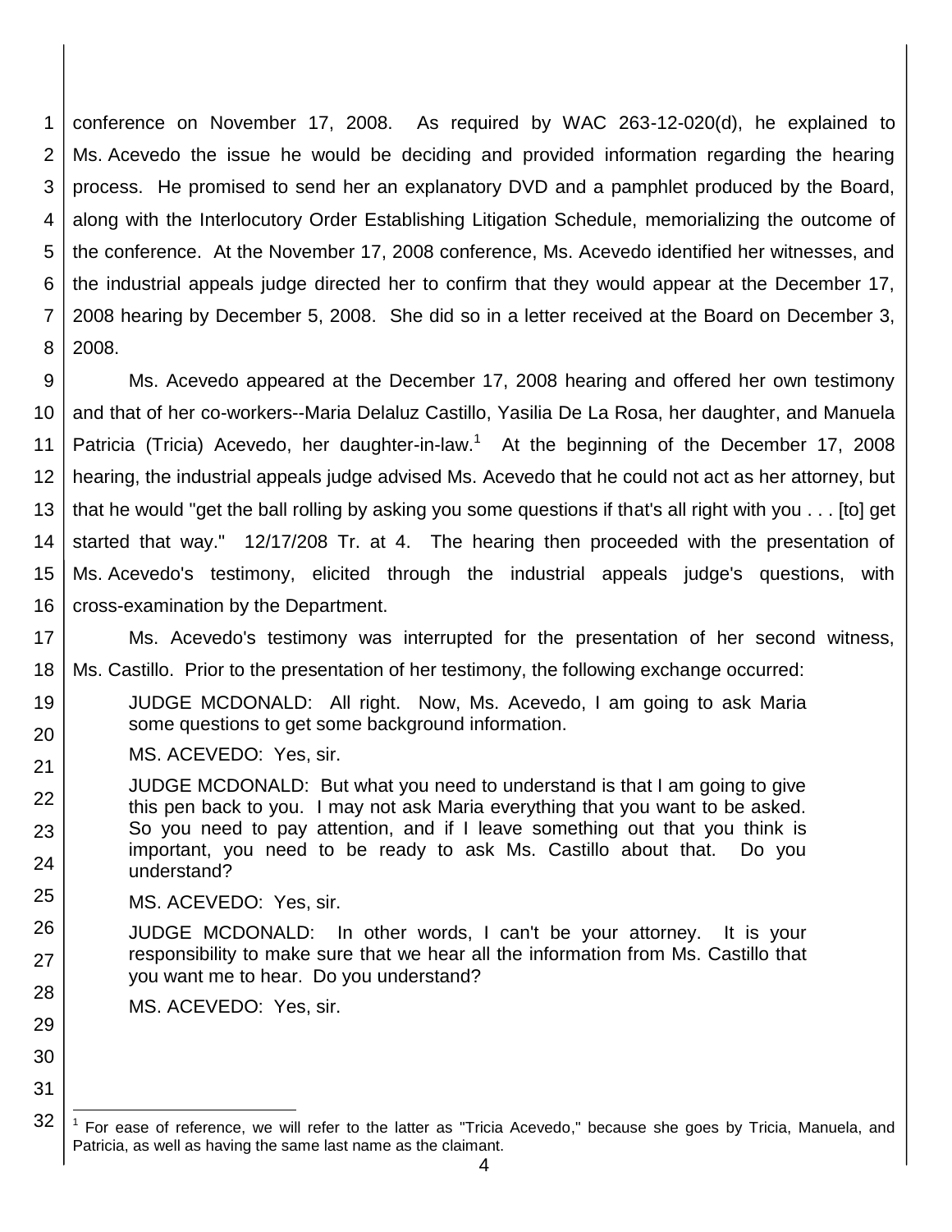conference on November 17, 2008. As required by WAC 263-12-020(d), he explained to Ms. Acevedo the issue he would be deciding and provided information regarding the hearing process. He promised to send her an explanatory DVD and a pamphlet produced by the Board, along with the Interlocutory Order Establishing Litigation Schedule, memorializing the outcome of the conference. At the November 17, 2008 conference, Ms. Acevedo identified her witnesses, and the industrial appeals judge directed her to confirm that they would appear at the December 17, 2008 hearing by December 5, 2008. She did so in a letter received at the Board on December 3, 2008.

Ms. Acevedo appeared at the December 17, 2008 hearing and offered her own testimony and that of her co-workers--Maria Delaluz Castillo, Yasilia De La Rosa, her daughter, and Manuela Patricia (Tricia) Acevedo, her daughter-in-law.[1] At the beginning of the December 17, 2008 hearing, the industrial appeals judge advised Ms. Acevedo that he could not act as her attorney, but that he would "get the ball rolling by asking you some questions if that's all right with you . . . [to] get started that way." 12/17/208 Tr. at 4. The hearing then proceeded with the presentation of Ms. Acevedo's testimony, elicited through the industrial appeals judge's questions, with cross-examination by the Department.

Ms. Acevedo's testimony was interrupted for the presentation of her second witness, Ms. Castillo. Prior to the presentation of her testimony, the following exchange occurred:

> JUDGE MCDONALD: All right. Now, Ms. Acevedo, I am going to ask Maria some questions to get some background information.
>
> MS. ACEVEDO: Yes, sir.
>
> JUDGE MCDONALD: But what you need to understand is that I am going to give this pen back to you. I may not ask Maria everything that you want to be asked. So you need to pay attention, and if I leave something out that you think is important, you need to be ready to ask Ms. Castillo about that. Do you understand?
>
> MS. ACEVEDO: Yes, sir.
>
> JUDGE MCDONALD: In other words, I can't be your attorney. It is your responsibility to make sure that we hear all the information from Ms. Castillo that you want me to hear. Do you understand?
>
> MS. ACEVEDO: Yes, sir.

---

[1] For ease of reference, we will refer to the latter as "Tricia Acevedo," because she goes by Tricia, Manuela, and Patricia, as well as having the same last name as the claimant.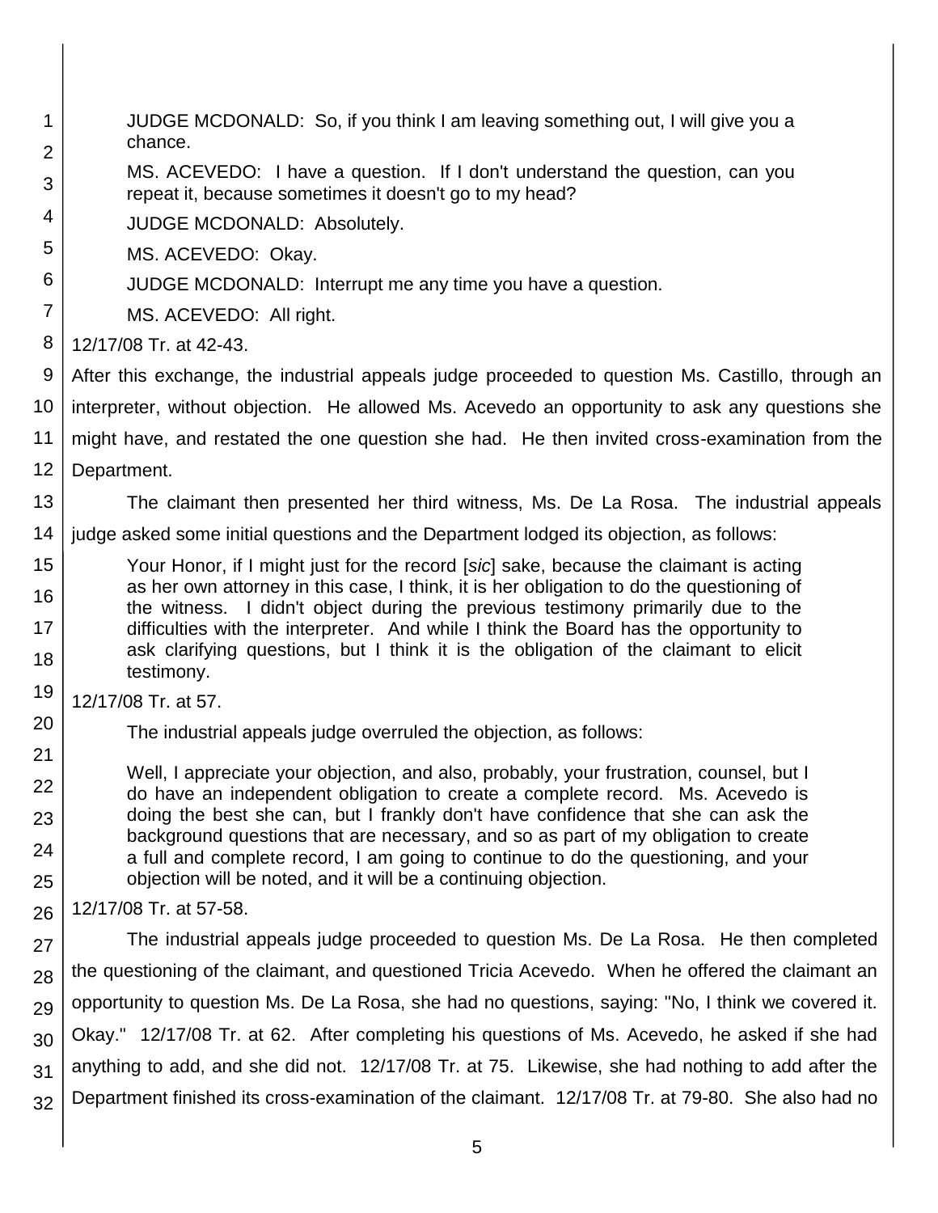JUDGE MCDONALD: So, if you think I am leaving something out, I will give you a chance.

MS. ACEVEDO: I have a question. If I don't understand the question, can you repeat it, because sometimes it doesn't go to my head?

JUDGE MCDONALD: Absolutely.

MS. ACEVEDO: Okay.

JUDGE MCDONALD: Interrupt me any time you have a question.

MS. ACEVEDO: All right.

12/17/08 Tr. at 42-43.

After this exchange, the industrial appeals judge proceeded to question Ms. Castillo, through an interpreter, without objection. He allowed Ms. Acevedo an opportunity to ask any questions she might have, and restated the one question she had. He then invited cross-examination from the Department.

The claimant then presented her third witness, Ms. De La Rosa. The industrial appeals judge asked some initial questions and the Department lodged its objection, as follows:

> Your Honor, if I might just for the record [*sic*] sake, because the claimant is acting as her own attorney in this case, I think, it is her obligation to do the questioning of the witness. I didn't object during the previous testimony primarily due to the difficulties with the interpreter. And while I think the Board has the opportunity to ask clarifying questions, but I think it is the obligation of the claimant to elicit testimony.

12/17/08 Tr. at 57.

The industrial appeals judge overruled the objection, as follows:

> Well, I appreciate your objection, and also, probably, your frustration, counsel, but I do have an independent obligation to create a complete record. Ms. Acevedo is doing the best she can, but I frankly don't have confidence that she can ask the background questions that are necessary, and so as part of my obligation to create a full and complete record, I am going to continue to do the questioning, and your objection will be noted, and it will be a continuing objection.

12/17/08 Tr. at 57-58.

The industrial appeals judge proceeded to question Ms. De La Rosa. He then completed the questioning of the claimant, and questioned Tricia Acevedo. When he offered the claimant an opportunity to question Ms. De La Rosa, she had no questions, saying: "No, I think we covered it. Okay." 12/17/08 Tr. at 62. After completing his questions of Ms. Acevedo, he asked if she had anything to add, and she did not. 12/17/08 Tr. at 75. Likewise, she had nothing to add after the Department finished its cross-examination of the claimant. 12/17/08 Tr. at 79-80. She also had no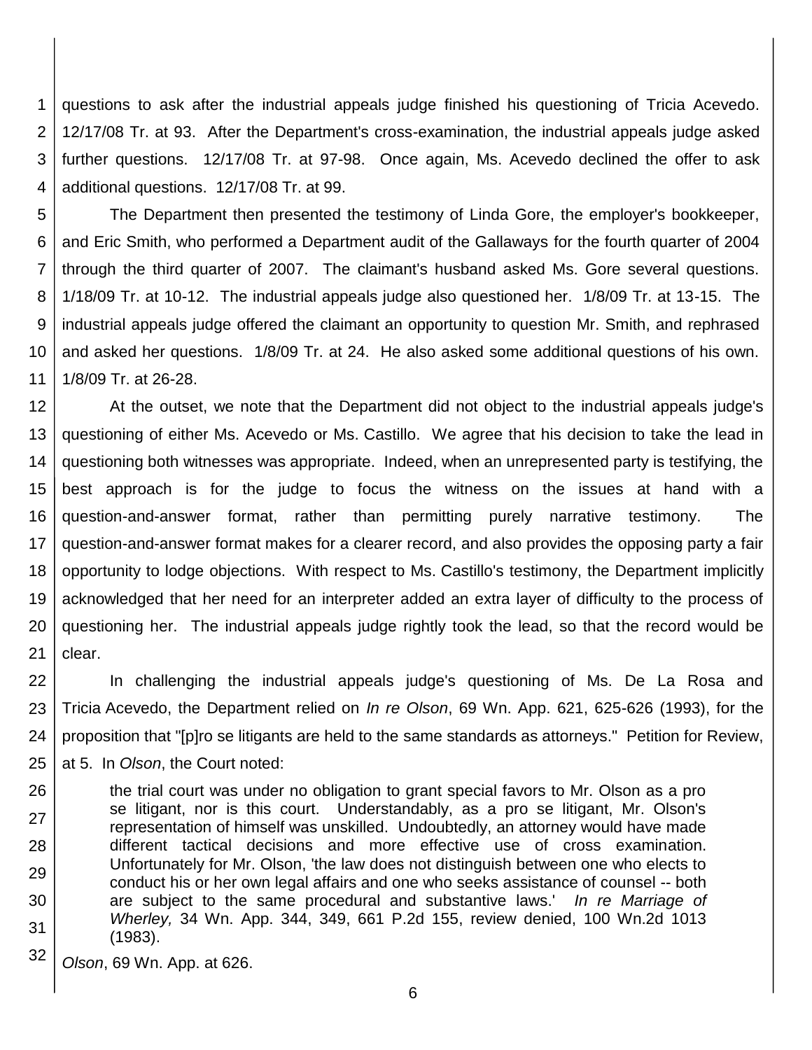questions to ask after the industrial appeals judge finished his questioning of Tricia Acevedo. 12/17/08 Tr. at 93. After the Department's cross-examination, the industrial appeals judge asked further questions. 12/17/08 Tr. at 97-98. Once again, Ms. Acevedo declined the offer to ask additional questions. 12/17/08 Tr. at 99.

The Department then presented the testimony of Linda Gore, the employer's bookkeeper, and Eric Smith, who performed a Department audit of the Gallaways for the fourth quarter of 2004 through the third quarter of 2007. The claimant's husband asked Ms. Gore several questions. 1/18/09 Tr. at 10-12. The industrial appeals judge also questioned her. 1/8/09 Tr. at 13-15. The industrial appeals judge offered the claimant an opportunity to question Mr. Smith, and rephrased and asked her questions. 1/8/09 Tr. at 24. He also asked some additional questions of his own. 1/8/09 Tr. at 26-28.

At the outset, we note that the Department did not object to the industrial appeals judge's questioning of either Ms. Acevedo or Ms. Castillo. We agree that his decision to take the lead in questioning both witnesses was appropriate. Indeed, when an unrepresented party is testifying, the best approach is for the judge to focus the witness on the issues at hand with a question-and-answer format, rather than permitting purely narrative testimony. The question-and-answer format makes for a clearer record, and also provides the opposing party a fair opportunity to lodge objections. With respect to Ms. Castillo's testimony, the Department implicitly acknowledged that her need for an interpreter added an extra layer of difficulty to the process of questioning her. The industrial appeals judge rightly took the lead, so that the record would be clear.

In challenging the industrial appeals judge's questioning of Ms. De La Rosa and Tricia Acevedo, the Department relied on *In re Olson*, 69 Wn. App. 621, 625-626 (1993), for the proposition that "[p]ro se litigants are held to the same standards as attorneys." Petition for Review, at 5. In *Olson*, the Court noted:

> the trial court was under no obligation to grant special favors to Mr. Olson as a pro se litigant, nor is this court. Understandably, as a pro se litigant, Mr. Olson's representation of himself was unskilled. Undoubtedly, an attorney would have made different tactical decisions and more effective use of cross examination. Unfortunately for Mr. Olson, 'the law does not distinguish between one who elects to conduct his or her own legal affairs and one who seeks assistance of counsel -- both are subject to the same procedural and substantive laws.' *In re Marriage of Wherley,* 34 Wn. App. 344, 349, 661 P.2d 155, review denied, 100 Wn.2d 1013 (1983).

*Olson*, 69 Wn. App. at 626.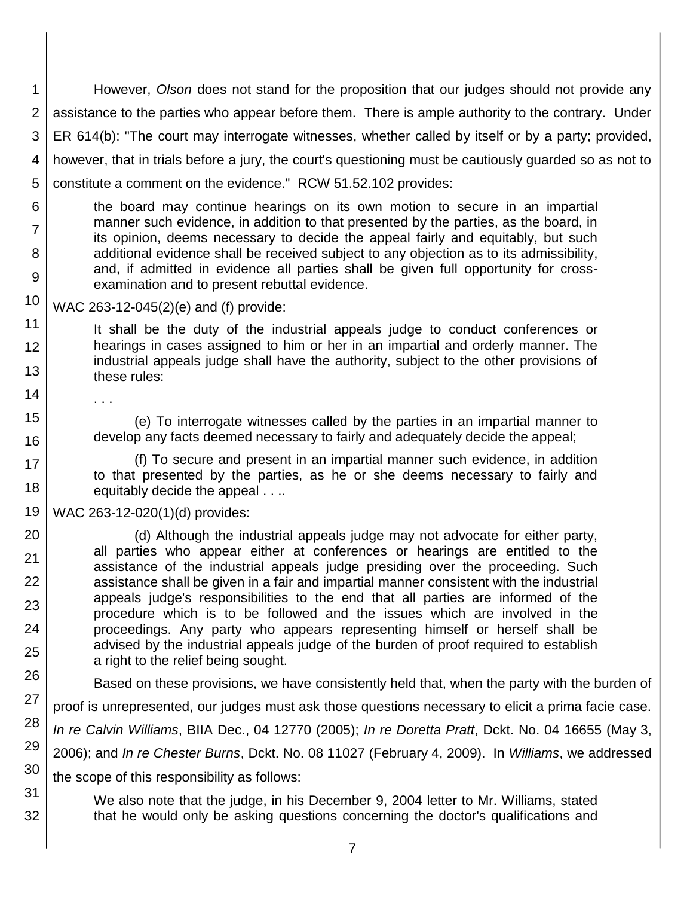However, *Olson* does not stand for the proposition that our judges should not provide any assistance to the parties who appear before them. There is ample authority to the contrary. Under ER 614(b): "The court may interrogate witnesses, whether called by itself or by a party; provided, however, that in trials before a jury, the court's questioning must be cautiously guarded so as not to constitute a comment on the evidence." RCW 51.52.102 provides:

> the board may continue hearings on its own motion to secure in an impartial manner such evidence, in addition to that presented by the parties, as the board, in its opinion, deems necessary to decide the appeal fairly and equitably, but such additional evidence shall be received subject to any objection as to its admissibility, and, if admitted in evidence all parties shall be given full opportunity for cross-examination and to present rebuttal evidence.

WAC 263-12-045(2)(e) and (f) provide:

> It shall be the duty of the industrial appeals judge to conduct conferences or hearings in cases assigned to him or her in an impartial and orderly manner. The industrial appeals judge shall have the authority, subject to the other provisions of these rules:
>
> . . .
>
> (e) To interrogate witnesses called by the parties in an impartial manner to develop any facts deemed necessary to fairly and adequately decide the appeal;
>
> (f) To secure and present in an impartial manner such evidence, in addition to that presented by the parties, as he or she deems necessary to fairly and equitably decide the appeal . . ..

WAC 263-12-020(1)(d) provides:

> (d) Although the industrial appeals judge may not advocate for either party, all parties who appear either at conferences or hearings are entitled to the assistance of the industrial appeals judge presiding over the proceeding. Such assistance shall be given in a fair and impartial manner consistent with the industrial appeals judge's responsibilities to the end that all parties are informed of the procedure which is to be followed and the issues which are involved in the proceedings. Any party who appears representing himself or herself shall be advised by the industrial appeals judge of the burden of proof required to establish a right to the relief being sought.

Based on these provisions, we have consistently held that, when the party with the burden of proof is unrepresented, our judges must ask those questions necessary to elicit a prima facie case. *In re Calvin Williams*, BIIA Dec., 04 12770 (2005); *In re Doretta Pratt*, Dckt. No. 04 16655 (May 3, 2006); and *In re Chester Burns*, Dckt. No. 08 11027 (February 4, 2009). In *Williams*, we addressed the scope of this responsibility as follows:

> We also note that the judge, in his December 9, 2004 letter to Mr. Williams, stated that he would only be asking questions concerning the doctor's qualifications and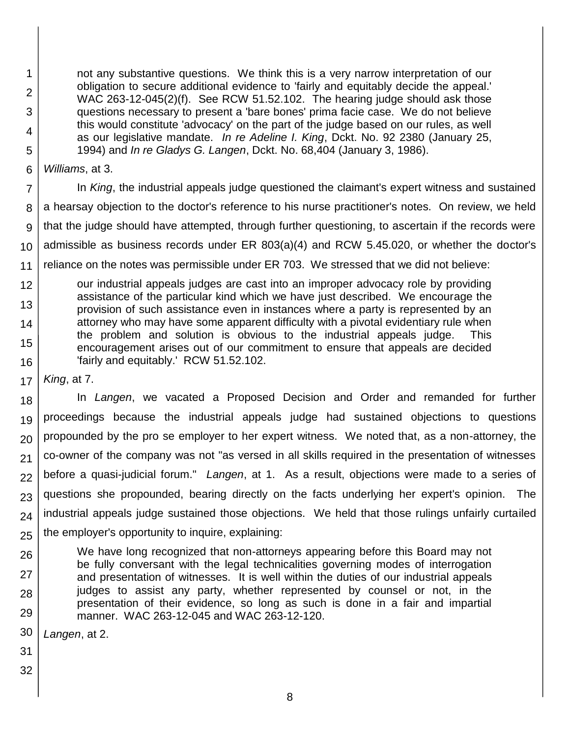> not any substantive questions. We think this is a very narrow interpretation of our obligation to secure additional evidence to 'fairly and equitably decide the appeal.' WAC 263-12-045(2)(f). See RCW 51.52.102. The hearing judge should ask those questions necessary to present a 'bare bones' prima facie case. We do not believe this would constitute 'advocacy' on the part of the judge based on our rules, as well as our legislative mandate. *In re Adeline I. King*, Dckt. No. 92 2380 (January 25, 1994) and *In re Gladys G. Langen*, Dckt. No. 68,404 (January 3, 1986).

*Williams*, at 3.

In *King*, the industrial appeals judge questioned the claimant's expert witness and sustained a hearsay objection to the doctor's reference to his nurse practitioner's notes. On review, we held that the judge should have attempted, through further questioning, to ascertain if the records were admissible as business records under ER 803(a)(4) and RCW 5.45.020, or whether the doctor's reliance on the notes was permissible under ER 703. We stressed that we did not believe:

> our industrial appeals judges are cast into an improper advocacy role by providing assistance of the particular kind which we have just described. We encourage the provision of such assistance even in instances where a party is represented by an attorney who may have some apparent difficulty with a pivotal evidentiary rule when the problem and solution is obvious to the industrial appeals judge. This encouragement arises out of our commitment to ensure that appeals are decided 'fairly and equitably.' RCW 51.52.102.

*King*, at 7.

In *Langen*, we vacated a Proposed Decision and Order and remanded for further proceedings because the industrial appeals judge had sustained objections to questions propounded by the pro se employer to her expert witness. We noted that, as a non-attorney, the co-owner of the company was not "as versed in all skills required in the presentation of witnesses before a quasi-judicial forum." *Langen*, at 1. As a result, objections were made to a series of questions she propounded, bearing directly on the facts underlying her expert's opinion. The industrial appeals judge sustained those objections. We held that those rulings unfairly curtailed the employer's opportunity to inquire, explaining:

> We have long recognized that non-attorneys appearing before this Board may not be fully conversant with the legal technicalities governing modes of interrogation and presentation of witnesses. It is well within the duties of our industrial appeals judges to assist any party, whether represented by counsel or not, in the presentation of their evidence, so long as such is done in a fair and impartial manner. WAC 263-12-045 and WAC 263-12-120.

*Langen*, at 2.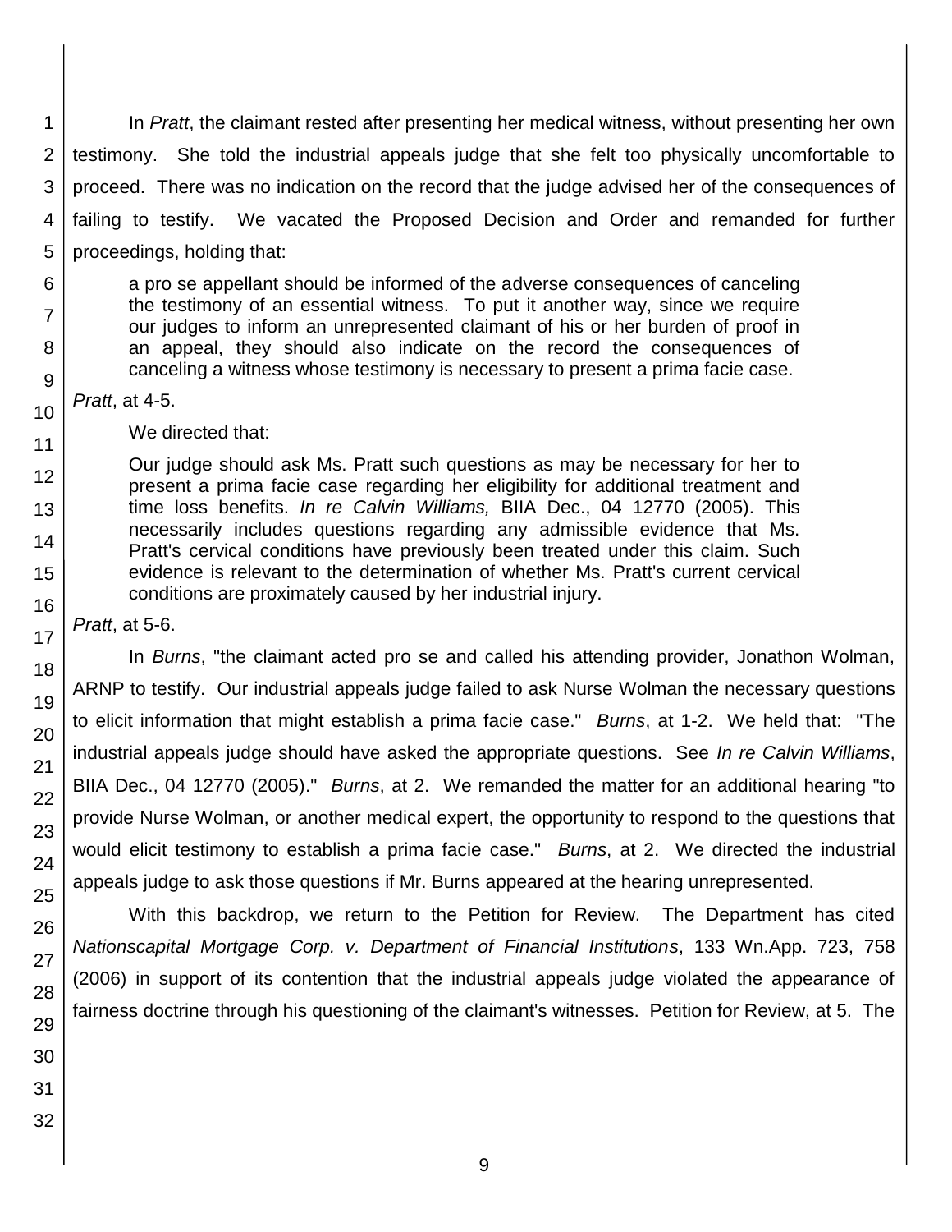In *Pratt*, the claimant rested after presenting her medical witness, without presenting her own testimony. She told the industrial appeals judge that she felt too physically uncomfortable to proceed. There was no indication on the record that the judge advised her of the consequences of failing to testify. We vacated the Proposed Decision and Order and remanded for further proceedings, holding that:

> a pro se appellant should be informed of the adverse consequences of canceling the testimony of an essential witness. To put it another way, since we require our judges to inform an unrepresented claimant of his or her burden of proof in an appeal, they should also indicate on the record the consequences of canceling a witness whose testimony is necessary to present a prima facie case.

*Pratt*, at 4-5.

We directed that:

> Our judge should ask Ms. Pratt such questions as may be necessary for her to present a prima facie case regarding her eligibility for additional treatment and time loss benefits. *In re Calvin Williams,* BIIA Dec., 04 12770 (2005). This necessarily includes questions regarding any admissible evidence that Ms. Pratt's cervical conditions have previously been treated under this claim. Such evidence is relevant to the determination of whether Ms. Pratt's current cervical conditions are proximately caused by her industrial injury.

*Pratt*, at 5-6.

In *Burns*, "the claimant acted pro se and called his attending provider, Jonathon Wolman, ARNP to testify. Our industrial appeals judge failed to ask Nurse Wolman the necessary questions to elicit information that might establish a prima facie case." *Burns*, at 1-2. We held that: "The industrial appeals judge should have asked the appropriate questions. See *In re Calvin Williams*, BIIA Dec., 04 12770 (2005)." *Burns*, at 2. We remanded the matter for an additional hearing "to provide Nurse Wolman, or another medical expert, the opportunity to respond to the questions that would elicit testimony to establish a prima facie case." *Burns*, at 2. We directed the industrial appeals judge to ask those questions if Mr. Burns appeared at the hearing unrepresented.

With this backdrop, we return to the Petition for Review. The Department has cited *Nationscapital Mortgage Corp. v. Department of Financial Institutions*, 133 Wn.App. 723, 758 (2006) in support of its contention that the industrial appeals judge violated the appearance of fairness doctrine through his questioning of the claimant's witnesses. Petition for Review, at 5. The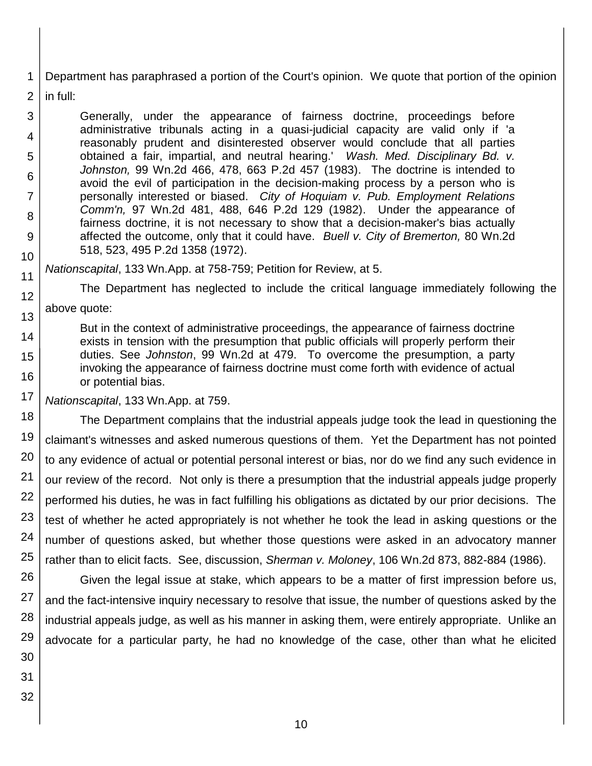Department has paraphrased a portion of the Court's opinion. We quote that portion of the opinion in full:

> Generally, under the appearance of fairness doctrine, proceedings before administrative tribunals acting in a quasi-judicial capacity are valid only if 'a reasonably prudent and disinterested observer would conclude that all parties obtained a fair, impartial, and neutral hearing.' *Wash. Med. Disciplinary Bd. v. Johnston,* 99 Wn.2d 466, 478, 663 P.2d 457 (1983). The doctrine is intended to avoid the evil of participation in the decision-making process by a person who is personally interested or biased. *City of Hoquiam v. Pub. Employment Relations Comm'n,* 97 Wn.2d 481, 488, 646 P.2d 129 (1982). Under the appearance of fairness doctrine, it is not necessary to show that a decision-maker's bias actually affected the outcome, only that it could have. *Buell v. City of Bremerton,* 80 Wn.2d 518, 523, 495 P.2d 1358 (1972).

*Nationscapital*, 133 Wn.App. at 758-759; Petition for Review, at 5.

The Department has neglected to include the critical language immediately following the above quote:

> But in the context of administrative proceedings, the appearance of fairness doctrine exists in tension with the presumption that public officials will properly perform their duties. See *Johnston*, 99 Wn.2d at 479. To overcome the presumption, a party invoking the appearance of fairness doctrine must come forth with evidence of actual or potential bias.

*Nationscapital*, 133 Wn.App. at 759.

The Department complains that the industrial appeals judge took the lead in questioning the claimant's witnesses and asked numerous questions of them. Yet the Department has not pointed to any evidence of actual or potential personal interest or bias, nor do we find any such evidence in our review of the record. Not only is there a presumption that the industrial appeals judge properly performed his duties, he was in fact fulfilling his obligations as dictated by our prior decisions. The test of whether he acted appropriately is not whether he took the lead in asking questions or the number of questions asked, but whether those questions were asked in an advocatory manner rather than to elicit facts. See, discussion, *Sherman v. Moloney*, 106 Wn.2d 873, 882-884 (1986).

Given the legal issue at stake, which appears to be a matter of first impression before us, and the fact-intensive inquiry necessary to resolve that issue, the number of questions asked by the industrial appeals judge, as well as his manner in asking them, were entirely appropriate. Unlike an advocate for a particular party, he had no knowledge of the case, other than what he elicited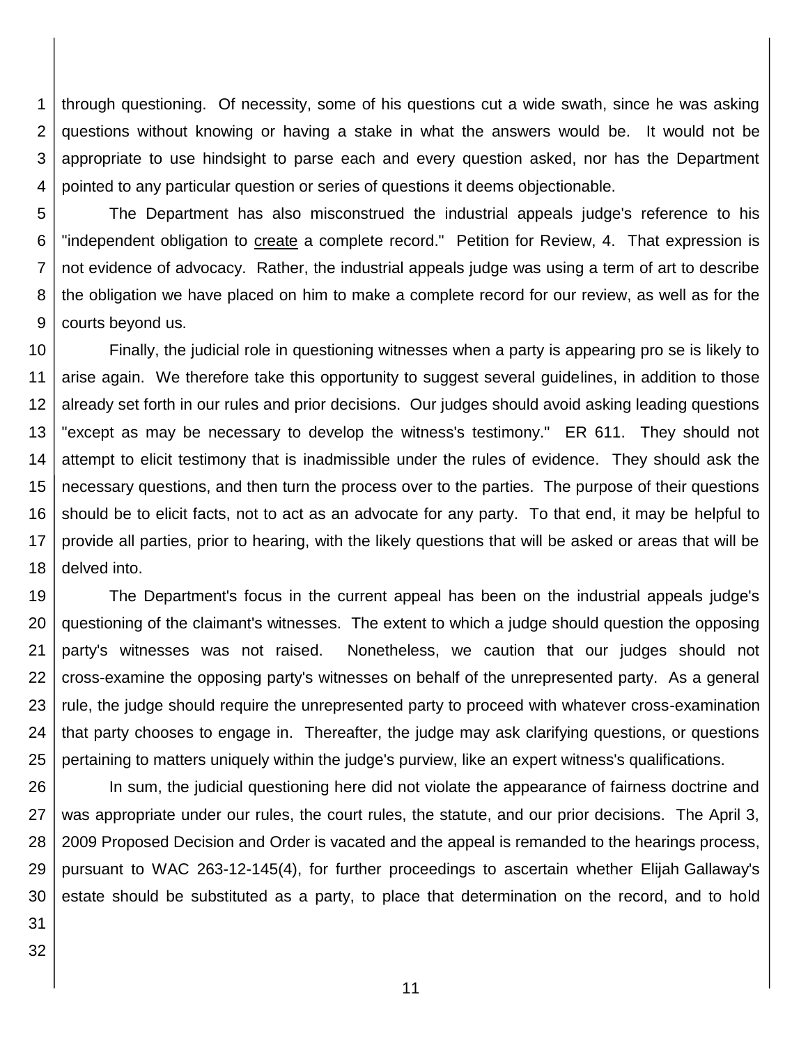through questioning. Of necessity, some of his questions cut a wide swath, since he was asking questions without knowing or having a stake in what the answers would be. It would not be appropriate to use hindsight to parse each and every question asked, nor has the Department pointed to any particular question or series of questions it deems objectionable.

The Department has also misconstrued the industrial appeals judge's reference to his "independent obligation to create a complete record." Petition for Review, 4. That expression is not evidence of advocacy. Rather, the industrial appeals judge was using a term of art to describe the obligation we have placed on him to make a complete record for our review, as well as for the courts beyond us.

Finally, the judicial role in questioning witnesses when a party is appearing pro se is likely to arise again. We therefore take this opportunity to suggest several guidelines, in addition to those already set forth in our rules and prior decisions. Our judges should avoid asking leading questions "except as may be necessary to develop the witness's testimony." ER 611. They should not attempt to elicit testimony that is inadmissible under the rules of evidence. They should ask the necessary questions, and then turn the process over to the parties. The purpose of their questions should be to elicit facts, not to act as an advocate for any party. To that end, it may be helpful to provide all parties, prior to hearing, with the likely questions that will be asked or areas that will be delved into.

The Department's focus in the current appeal has been on the industrial appeals judge's questioning of the claimant's witnesses. The extent to which a judge should question the opposing party's witnesses was not raised. Nonetheless, we caution that our judges should not cross-examine the opposing party's witnesses on behalf of the unrepresented party. As a general rule, the judge should require the unrepresented party to proceed with whatever cross-examination that party chooses to engage in. Thereafter, the judge may ask clarifying questions, or questions pertaining to matters uniquely within the judge's purview, like an expert witness's qualifications.

In sum, the judicial questioning here did not violate the appearance of fairness doctrine and was appropriate under our rules, the court rules, the statute, and our prior decisions. The April 3, 2009 Proposed Decision and Order is vacated and the appeal is remanded to the hearings process, pursuant to WAC 263-12-145(4), for further proceedings to ascertain whether Elijah Gallaway's estate should be substituted as a party, to place that determination on the record, and to hold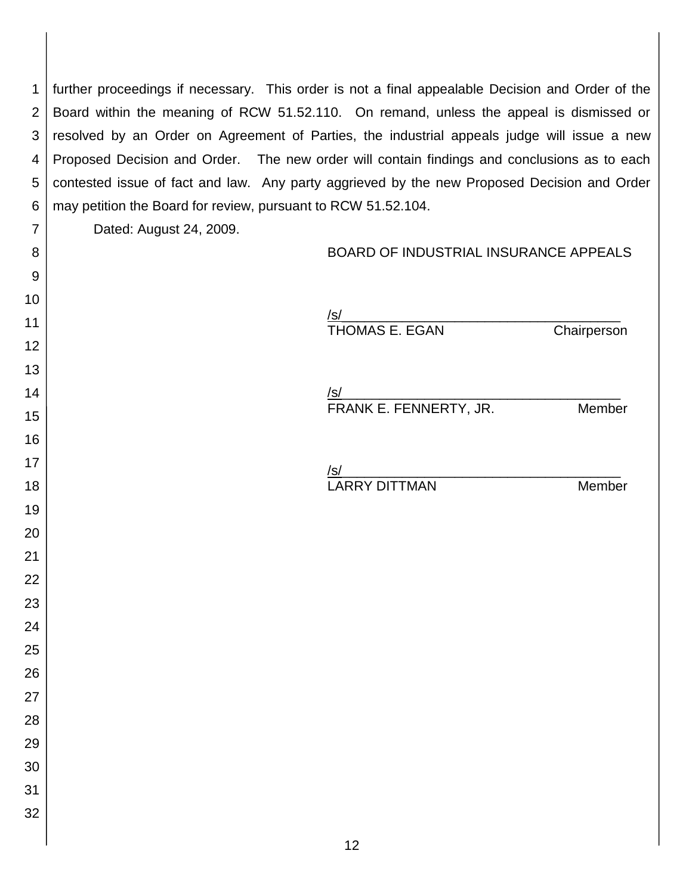further proceedings if necessary. This order is not a final appealable Decision and Order of the Board within the meaning of RCW 51.52.110. On remand, unless the appeal is dismissed or resolved by an Order on Agreement of Parties, the industrial appeals judge will issue a new Proposed Decision and Order. The new order will contain findings and conclusions as to each contested issue of fact and law. Any party aggrieved by the new Proposed Decision and Order may petition the Board for review, pursuant to RCW 51.52.104.

Dated: August 24, 2009.

BOARD OF INDUSTRIAL INSURANCE APPEALS

/s/
THOMAS E. EGAN, Chairperson

/s/
FRANK E. FENNERTY, JR., Member

/s/
LARRY DITTMAN, Member